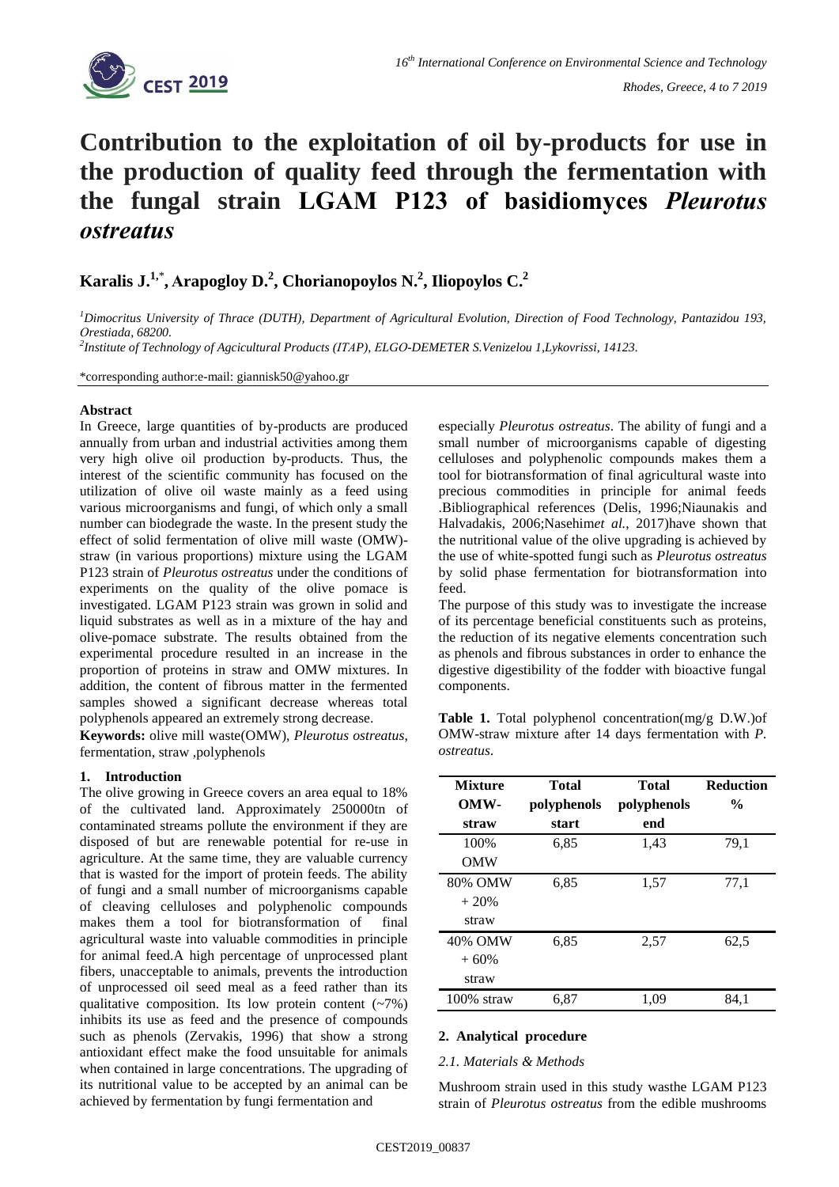# Contribution to the exploitation of oil by-products for use in the production of quality feed through the fermentation with the fungal strain LGAM P123 of basidiomyces *Pleurotus ostreatus*

**Karalis J.[1,*], Arapogloy D.[2], Chorianopoylos N.[2], Iliopoylos C.[2]**

[1]*Dimocritus University of Thrace (DUTH), Department of Agricultural Evolution, Direction of Food Technology, Pantazidou 193, Orestiada, 68200.*

[2]*Institute of Technology of Agcicultural Products (ITAP), ELGO-DEMETER S.Venizelou 1,Lykovrissi, 14123.*

*corresponding author:e-mail: giannisk50@yahoo.gr

## Abstract

In Greece, large quantities of by-products are produced annually from urban and industrial activities among them very high olive oil production by-products. Thus, the interest of the scientific community has focused on the utilization of olive oil waste mainly as a feed using various microorganisms and fungi, of which only a small number can biodegrade the waste. In the present study the effect of solid fermentation of olive mill waste (OMW)-straw (in various proportions) mixture using the LGAM P123 strain of *Pleurotus ostreatus* under the conditions of experiments on the quality of the olive pomace is investigated. LGAM P123 strain was grown in solid and liquid substrates as well as in a mixture of the hay and olive-pomace substrate. The results obtained from the experimental procedure resulted in an increase in the proportion of proteins in straw and OMW mixtures. In addition, the content of fibrous matter in the fermented samples showed a significant decrease whereas total polyphenols appeared an extremely strong decrease.

**Keywords:** olive mill waste(OMW), *Pleurotus ostreatus*, fermentation, straw ,polyphenols

## 1. Introduction

The olive growing in Greece covers an area equal to 18% of the cultivated land. Approximately 250000tn of contaminated streams pollute the environment if they are disposed of but are renewable potential for re-use in agriculture. At the same time, they are valuable currency that is wasted for the import of protein feeds. The ability of fungi and a small number of microorganisms capable of cleaving celluloses and polyphenolic compounds makes them a tool for biotransformation of final agricultural waste into valuable commodities in principle for animal feed.A high percentage of unprocessed plant fibers, unacceptable to animals, prevents the introduction of unprocessed oil seed meal as a feed rather than its qualitative composition. Its low protein content (~7%) inhibits its use as feed and the presence of compounds such as phenols (Zervakis, 1996) that show a strong antioxidant effect make the food unsuitable for animals when contained in large concentrations. The upgrading of its nutritional value to be accepted by an animal can be achieved by fermentation by fungi fermentation and especially *Pleurotus ostreatus*. The ability of fungi and a small number of microorganisms capable of digesting celluloses and polyphenolic compounds makes them a tool for biotransformation of final agricultural waste into precious commodities in principle for animal feeds .Bibliographical references (Delis, 1996;Niaunakis and Halvadakis, 2006;Nasehim*et al.*, 2017)have shown that the nutritional value of the olive upgrading is achieved by the use of white-spotted fungi such as *Pleurotus ostreatus* by solid phase fermentation for biotransformation into feed.

The purpose of this study was to investigate the increase of its percentage beneficial constituents such as proteins, the reduction of its negative elements concentration such as phenols and fibrous substances in order to enhance the digestive digestibility of the fodder with bioactive fungal components.

**Table 1.** Total polyphenol concentration(mg/g D.W.)of OMW-straw mixture after 14 days fermentation with *P. ostreatus*.

| Mixture OMW-straw | Total polyphenols start | Total polyphenols end | Reduction % |
|---|---|---|---|
| 100% OMW | 6,85 | 1,43 | 79,1 |
| 80% OMW + 20% straw | 6,85 | 1,57 | 77,1 |
| 40% OMW + 60% straw | 6,85 | 2,57 | 62,5 |
| 100% straw | 6,87 | 1,09 | 84,1 |

## 2. Analytical procedure

### *2.1. Materials & Methods*

Mushroom strain used in this study wasthe LGAM P123 strain of *Pleurotus ostreatus* from the edible mushrooms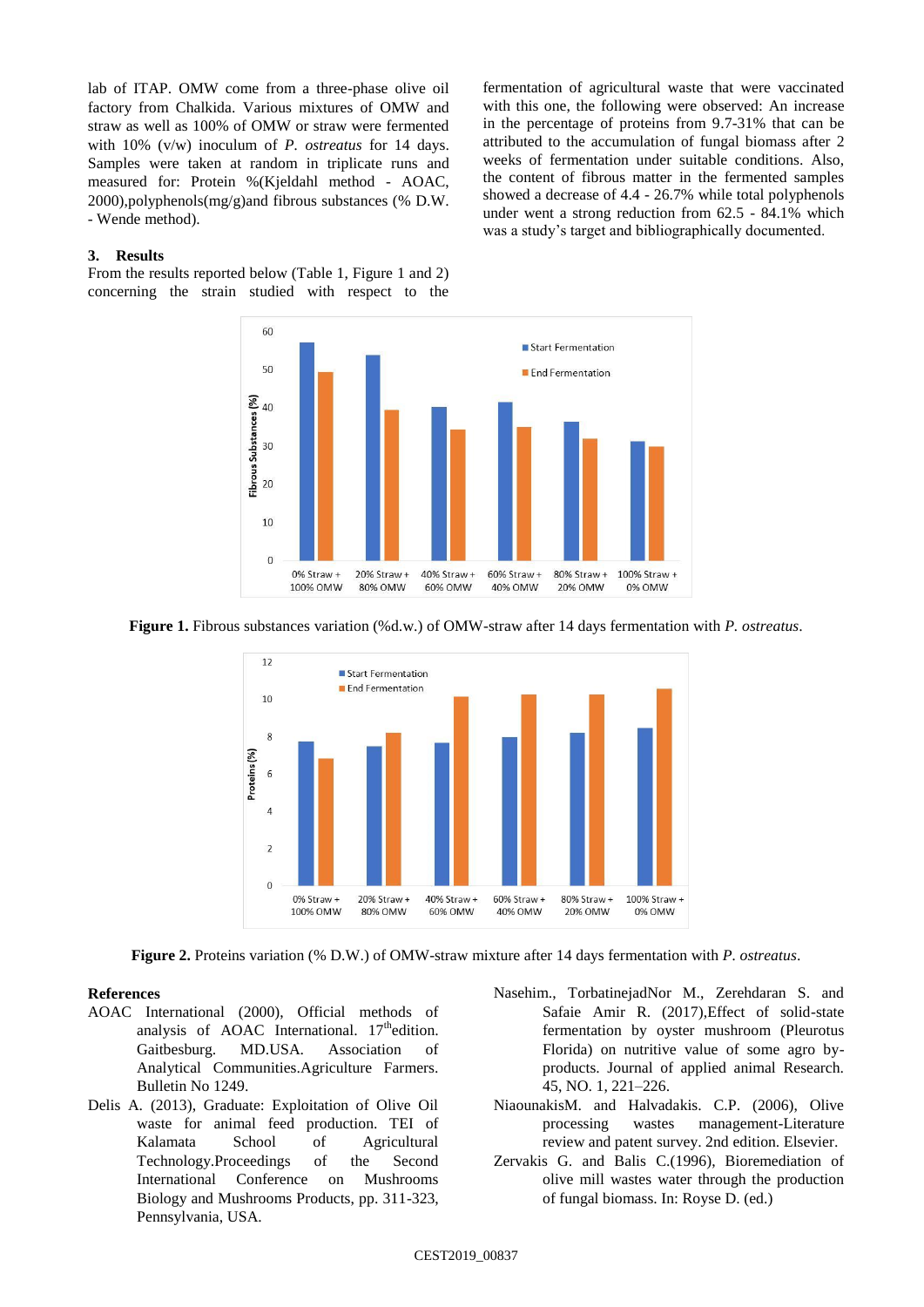lab of ITAP. OMW come from a three-phase olive oil factory from Chalkida. Various mixtures of OMW and straw as well as 100% of OMW or straw were fermented with 10% (v/w) inoculum of *P. ostreatus* for 14 days. Samples were taken at random in triplicate runs and measured for: Protein %(Kjeldahl method - AOAC, 2000),polyphenols(mg/g)and fibrous substances (% D.W. - Wende method).

## 3. Results

From the results reported below (Table 1, Figure 1 and 2) concerning the strain studied with respect to the fermentation of agricultural waste that were vaccinated with this one, the following were observed: An increase in the percentage of proteins from 9.7-31% that can be attributed to the accumulation of fungal biomass after 2 weeks of fermentation under suitable conditions. Also, the content of fibrous matter in the fermented samples showed a decrease of 4.4 - 26.7% while total polyphenols under went a strong reduction from 62.5 - 84.1% which was a study's target and bibliographically documented.

Fibrous Substances (%)
60
50
40
30
20
10
0
Start Fermentation
End Fermentation
0% Straw + 100% OMW
20% Straw + 80% OMW
40% Straw + 60% OMW
60% Straw + 40% OMW
80% Straw + 20% OMW
100% Straw + 0% OMW

**Figure 1.** Fibrous substances variation (%d.w.) of OMW-straw after 14 days fermentation with *P. ostreatus*.

Proteins (%)
12
10
8
6
4
2
0
Start Fermentation
End Fermentation
0% Straw + 100% OMW
20% Straw + 80% OMW
40% Straw + 60% OMW
60% Straw + 40% OMW
80% Straw + 20% OMW
100% Straw + 0% OMW

**Figure 2.** Proteins variation (% D.W.) of OMW-straw mixture after 14 days fermentation with *P. ostreatus*.

## References

AOAC International (2000), Official methods of analysis of AOAC International. 17th edition. Gaitbesburg. MD.USA. Association of Analytical Communities.Agriculture Farmers. Bulletin No 1249.

Delis A. (2013), Graduate: Exploitation of Olive Oil waste for animal feed production. TEI of Kalamata School of Agricultural Technology.Proceedings of the Second International Conference on Mushrooms Biology and Mushrooms Products, pp. 311-323, Pennsylvania, USA.

Nasehim., TorbatinejadNor M., Zerehdaran S. and Safaie Amir R. (2017),Effect of solid-state fermentation by oyster mushroom (Pleurotus Florida) on nutritive value of some agro by-products. Journal of applied animal Research. 45, NO. 1, 221–226.

NiaounakisM. and Halvadakis. C.P. (2006), Olive processing wastes management-Literature review and patent survey. 2nd edition. Elsevier.

Zervakis G. and Balis C.(1996), Bioremediation of olive mill wastes water through the production of fungal biomass. In: Royse D. (ed.)